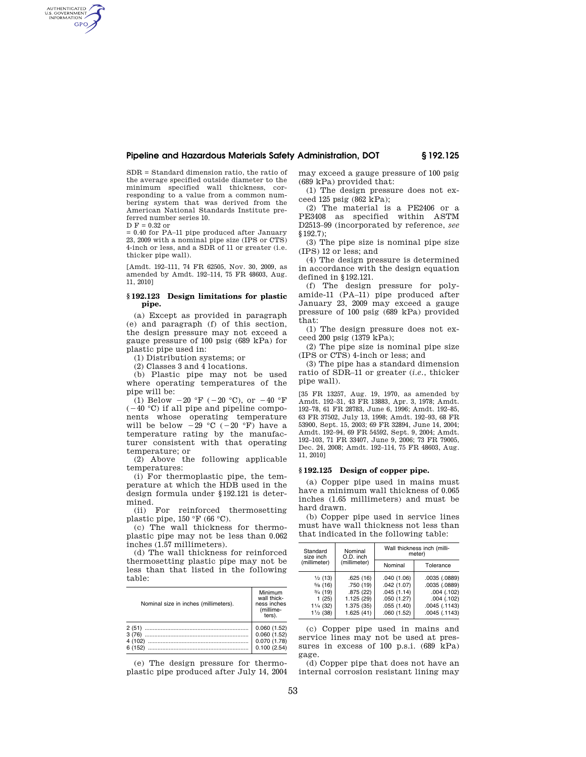SDR = Standard dimension ratio, the ratio of the average specified outside diameter to the minimum specified wall thickness, corresponding to a value from a common numbering system that was derived from the American National Standards Institute preferred number series 10.

D F = 0.32 or

= 0.40 for PA–11 pipe produced after January 23, 2009 with a nominal pipe size (IPS or CTS) 4-inch or less, and a SDR of 11 or greater (i.e. thicker pipe wall).

[Amdt. 192–111, 74 FR 62505, Nov. 30, 2009, as amended by Amdt. 192–114, 75 FR 48603, Aug. 11, 2010]

## § 192.123 Design limitations for plastic pipe.

(a) Except as provided in paragraph (e) and paragraph (f) of this section, the design pressure may not exceed a gauge pressure of 100 psig (689 kPa) for plastic pipe used in:

(1) Distribution systems; or

(2) Classes 3 and 4 locations.

(b) Plastic pipe may not be used where operating temperatures of the pipe will be:

(1) Below −20 °F (−20 °C), or −40 °F (−40 °C) if all pipe and pipeline components whose operating temperature will be below −29 °C (−20 °F) have a temperature rating by the manufacturer consistent with that operating temperature; or

(2) Above the following applicable temperatures:

(i) For thermoplastic pipe, the temperature at which the HDB used in the design formula under §192.121 is determined.

(ii) For reinforced thermosetting plastic pipe, 150 °F (66 °C).

(c) The wall thickness for thermoplastic pipe may not be less than 0.062 inches (1.57 millimeters).

(d) The wall thickness for reinforced thermosetting plastic pipe may not be less than that listed in the following table:

| Nominal size in inches (millimeters). | Minimum wall thickness inches (millimeters). |
|---|---|
| 2 (51) | 0.060 (1.52) |
| 3 (76) | 0.060 (1.52) |
| 4 (102) | 0.070 (1.78) |
| 6 (152) | 0.100 (2.54) |

(e) The design pressure for thermoplastic pipe produced after July 14, 2004 may exceed a gauge pressure of 100 psig (689 kPa) provided that:

(1) The design pressure does not exceed 125 psig (862 kPa);

(2) The material is a PE2406 or a PE3408 as specified within ASTM D2513–99 (incorporated by reference, *see* §192.7);

(3) The pipe size is nominal pipe size (IPS) 12 or less; and

(4) The design pressure is determined in accordance with the design equation defined in §192.121.

(f) The design pressure for polyamide-11 (PA–11) pipe produced after January 23, 2009 may exceed a gauge pressure of 100 psig (689 kPa) provided that:

(1) The design pressure does not exceed 200 psig (1379 kPa);

(2) The pipe size is nominal pipe size (IPS or CTS) 4-inch or less; and

(3) The pipe has a standard dimension ratio of SDR–11 or greater (*i.e.*, thicker pipe wall).

[35 FR 13257, Aug. 19, 1970, as amended by Amdt. 192–31, 43 FR 13883, Apr. 3, 1978; Amdt. 192–78, 61 FR 28783, June 6, 1996; Amdt. 192–85, 63 FR 37502, July 13, 1998; Amdt. 192–93, 68 FR 53900, Sept. 15, 2003; 69 FR 32894, June 14, 2004; Amdt. 192–94, 69 FR 54592, Sept. 9, 2004; Amdt. 192–103, 71 FR 33407, June 9, 2006; 73 FR 79005, Dec. 24, 2008; Amdt. 192–114, 75 FR 48603, Aug. 11, 2010]

## § 192.125 Design of copper pipe.

(a) Copper pipe used in mains must have a minimum wall thickness of 0.065 inches (1.65 millimeters) and must be hard drawn.

(b) Copper pipe used in service lines must have wall thickness not less than that indicated in the following table:

| Standard size inch (millimeter) | Nominal O.D. inch (millimeter) | Wall thickness inch (millimeter) | |
|---|---|---|---|
| | | Nominal | Tolerance |
| ½ (13) | .625 (16) | .040 (1.06) | .0035 (.0889) |
| ⅝ (16) | .750 (19) | .042 (1.07) | .0035 (.0889) |
| ¾ (19) | .875 (22) | .045 (1.14) | .004 (.102) |
| 1 (25) | 1.125 (29) | .050 (1.27) | .004 (.102) |
| 1¼ (32) | 1.375 (35) | .055 (1.40) | .0045 (.1143) |
| 1½ (38) | 1.625 (41) | .060 (1.52) | .0045 (.1143) |

(c) Copper pipe used in mains and service lines may not be used at pressures in excess of 100 p.s.i. (689 kPa) gage.

(d) Copper pipe that does not have an internal corrosion resistant lining may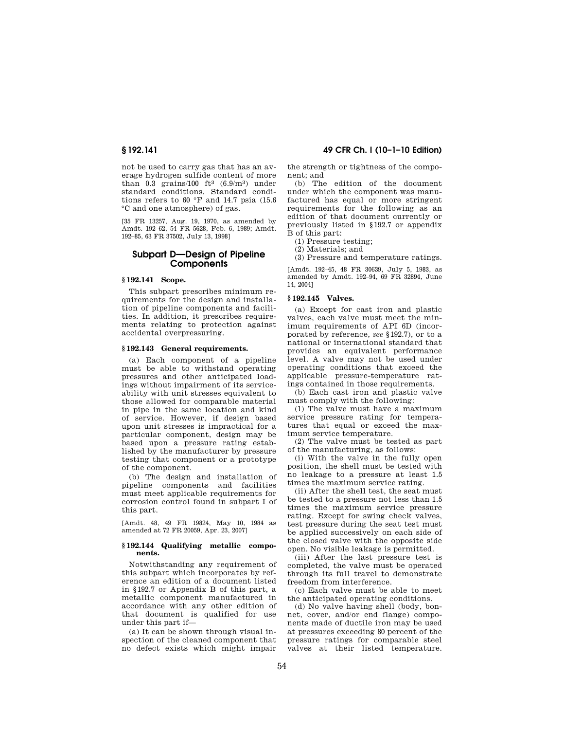not be used to carry gas that has an average hydrogen sulfide content of more than 0.3 grains/100 $ft^3$ ($6.9/m^3$) under standard conditions. Standard conditions refers to 60 °F and 14.7 psia (15.6 °C and one atmosphere) of gas.

[35 FR 13257, Aug. 19, 1970, as amended by Amdt. 192–62, 54 FR 5628, Feb. 6, 1989; Amdt. 192–85, 63 FR 37502, July 13, 1998]

## Subpart D—Design of Pipeline Components

### § 192.141 Scope.

This subpart prescribes minimum requirements for the design and installation of pipeline components and facilities. In addition, it prescribes requirements relating to protection against accidental overpressuring.

### § 192.143 General requirements.

(a) Each component of a pipeline must be able to withstand operating pressures and other anticipated loadings without impairment of its serviceability with unit stresses equivalent to those allowed for comparable material in pipe in the same location and kind of service. However, if design based upon unit stresses is impractical for a particular component, design may be based upon a pressure rating established by the manufacturer by pressure testing that component or a prototype of the component.

(b) The design and installation of pipeline components and facilities must meet applicable requirements for corrosion control found in subpart I of this part.

[Amdt. 48, 49 FR 19824, May 10, 1984 as amended at 72 FR 20059, Apr. 23, 2007]

### § 192.144 Qualifying metallic components.

Notwithstanding any requirement of this subpart which incorporates by reference an edition of a document listed in §192.7 or Appendix B of this part, a metallic component manufactured in accordance with any other edition of that document is qualified for use under this part if—

(a) It can be shown through visual inspection of the cleaned component that no defect exists which might impair the strength or tightness of the component; and

(b) The edition of the document under which the component was manufactured has equal or more stringent requirements for the following as an edition of that document currently or previously listed in §192.7 or appendix B of this part:

(1) Pressure testing;

(2) Materials; and

(3) Pressure and temperature ratings.

[Amdt. 192–45, 48 FR 30639, July 5, 1983, as amended by Amdt. 192–94, 69 FR 32894, June 14, 2004]

### § 192.145 Valves.

(a) Except for cast iron and plastic valves, each valve must meet the minimum requirements of API 6D (incorporated by reference, *see* §192.7), or to a national or international standard that provides an equivalent performance level. A valve may not be used under operating conditions that exceed the applicable pressure-temperature ratings contained in those requirements.

(b) Each cast iron and plastic valve must comply with the following:

(1) The valve must have a maximum service pressure rating for temperatures that equal or exceed the maximum service temperature.

(2) The valve must be tested as part of the manufacturing, as follows:

(i) With the valve in the fully open position, the shell must be tested with no leakage to a pressure at least 1.5 times the maximum service rating.

(ii) After the shell test, the seat must be tested to a pressure not less than 1.5 times the maximum service pressure rating. Except for swing check valves, test pressure during the seat test must be applied successively on each side of the closed valve with the opposite side open. No visible leakage is permitted.

(iii) After the last pressure test is completed, the valve must be operated through its full travel to demonstrate freedom from interference.

(c) Each valve must be able to meet the anticipated operating conditions.

(d) No valve having shell (body, bonnet, cover, and/or end flange) components made of ductile iron may be used at pressures exceeding 80 percent of the pressure ratings for comparable steel valves at their listed temperature.